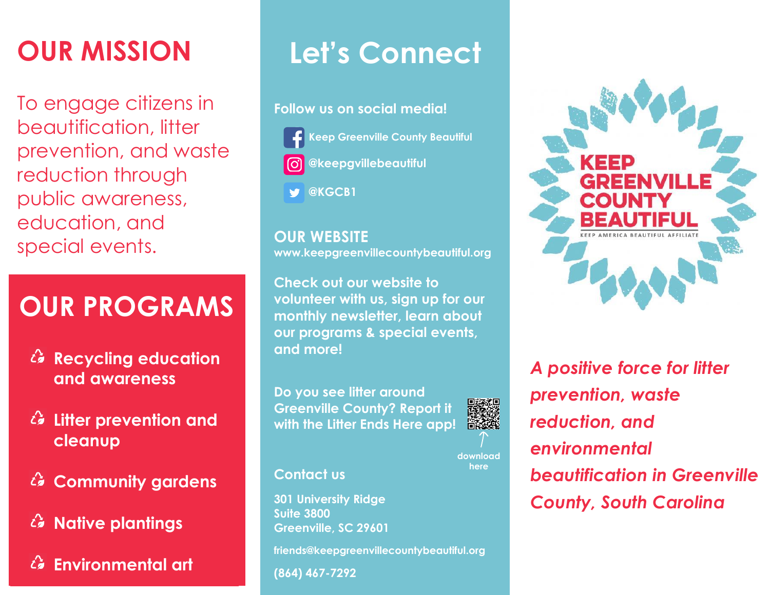# OUR MISSION

To engage citizens in beautification, litter prevention, and waste reduction through public awareness, education, and special events.

# OUR PROGRAMS

- **Recycling education and awareness**
- **Litter prevention and cleanup**
- **Community gardens**
- **Native plantings**
- **Environmental art**

# Let's Connect

**Follow us on social media!**

- Keep Greenville County Beautiful
- @keepgvillebeautiful
- @KGCB1

## OUR WEBSITE

www.keepgreenvillecountybeautiful.org

Check out our website to volunteer with us, sign up for our monthly newsletter, learn about our programs & special events, and more!

Do you see litter around Greenville County? Report it with the Litter Ends Here app!

download here

## Contact us

301 University Ridge
Suite 3800
Greenville, SC 29601

friends@keepgreenvillecountybeautiful.org

(864) 467-7292

KEEP GREENVILLE COUNTY BEAUTIFUL

KEEP AMERICA BEAUTIFUL AFFILIATE

*A positive force for litter prevention, waste reduction, and environmental beautification in Greenville County, South Carolina*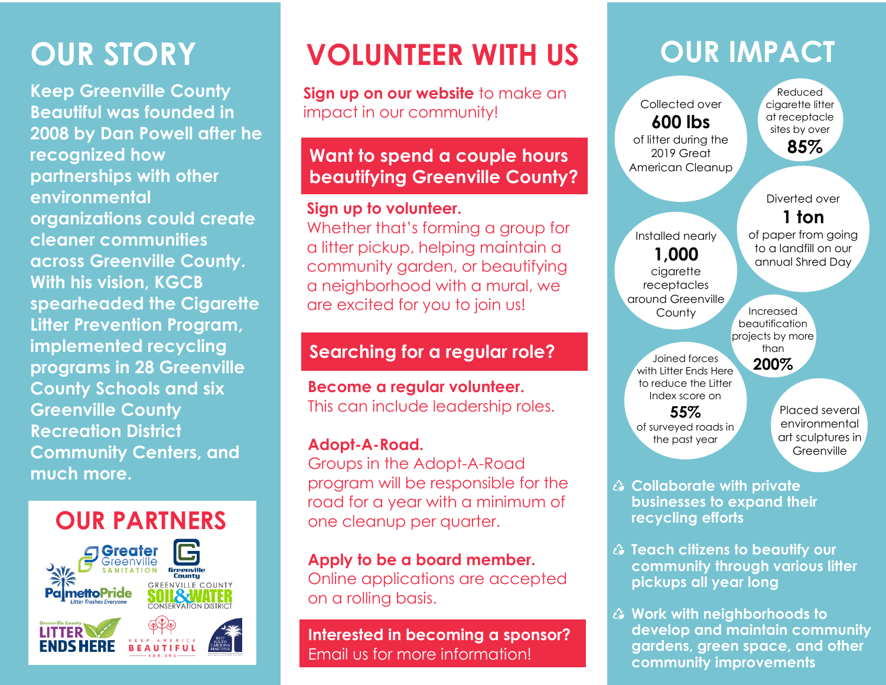# OUR STORY

Keep Greenville County Beautiful was founded in 2008 by Dan Powell after he recognized how partnerships with other environmental organizations could create cleaner communities across Greenville County. With his vision, KGCB spearheaded the Cigarette Litter Prevention Program, implemented recycling programs in 28 Greenville County Schools and six Greenville County Recreation District Community Centers, and much more.

## OUR PARTNERS

Greater Greenville Sanitation

Greenville County

PalmettoPride Litter Trashes Everyone

Greenville County Soil & Water Conservation District

Greenville County Litter Ends Here

Keep America Beautiful KAB.ORG

Keep South Carolina Beautiful

# VOLUNTEER WITH US

**Sign up on our website** to make an impact in our community!

## Want to spend a couple hours beautifying Greenville County?

**Sign up to volunteer.**
Whether that's forming a group for a litter pickup, helping maintain a community garden, or beautifying a neighborhood with a mural, we are excited for you to join us!

## Searching for a regular role?

**Become a regular volunteer.**
This can include leadership roles.

**Adopt-A-Road.**
Groups in the Adopt-A-Road program will be responsible for the road for a year with a minimum of one cleanup per quarter.

**Apply to be a board member.**
Online applications are accepted on a rolling basis.

**Interested in becoming a sponsor?**
Email us for more information!

# OUR IMPACT

Collected over **600 lbs** of litter during the 2019 Great American Cleanup

Reduced cigarette litter at receptacle sites by over **85%**

Diverted over **1 ton** of paper from going to a landfill on our annual Shred Day

Installed nearly **1,000** cigarette receptacles around Greenville County

Increased beautification projects by more than **200%**

Joined forces with Litter Ends Here to reduce the Litter Index score on **55%** of surveyed roads in the past year

Placed several environmental art sculptures in Greenville

- Collaborate with private businesses to expand their recycling efforts
- Teach citizens to beautify our community through various litter pickups all year long
- Work with neighborhoods to develop and maintain community gardens, green space, and other community improvements